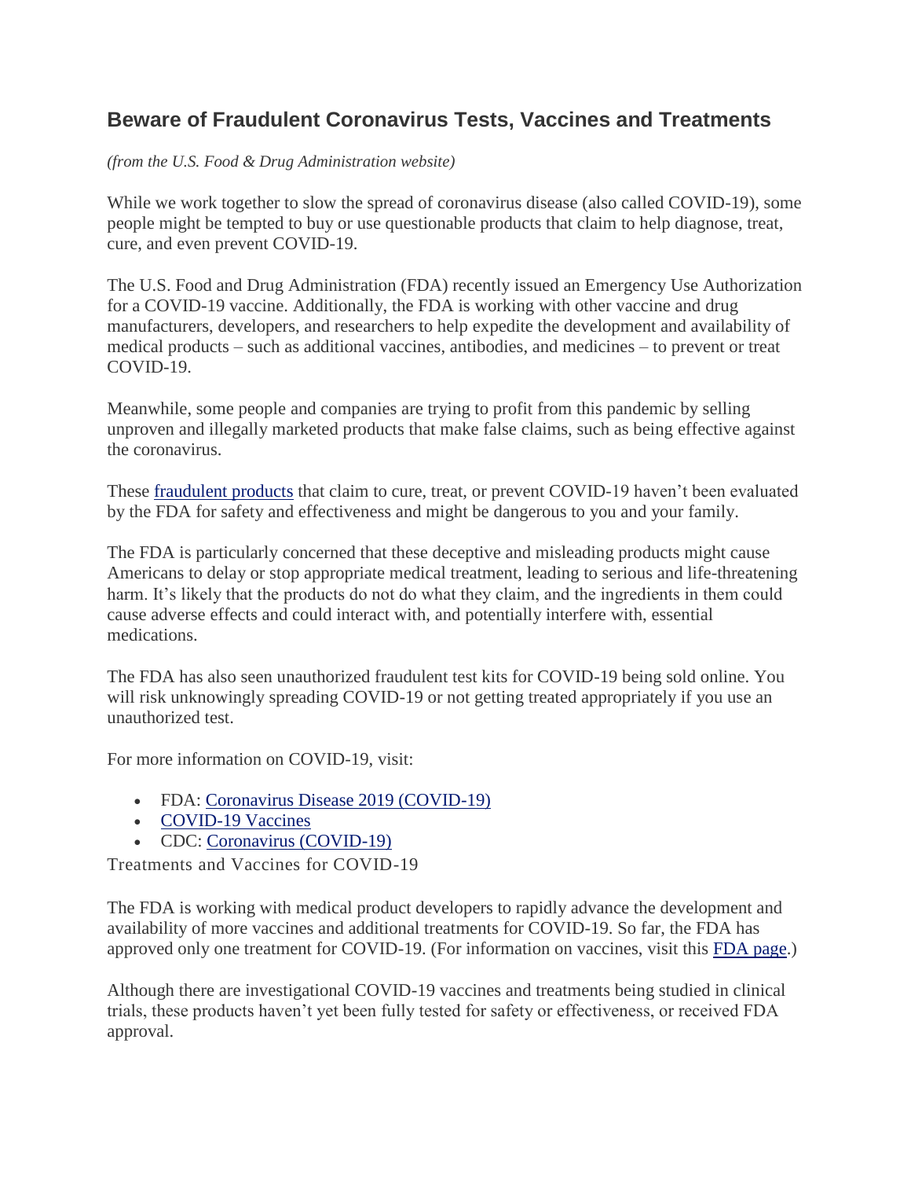# Beware of Fraudulent Coronavirus Tests, Vaccines and Treatments

*(from the U.S. Food & Drug Administration website)*

While we work together to slow the spread of coronavirus disease (also called COVID-19), some people might be tempted to buy or use questionable products that claim to help diagnose, treat, cure, and even prevent COVID-19.

The U.S. Food and Drug Administration (FDA) recently issued an Emergency Use Authorization for a COVID-19 vaccine. Additionally, the FDA is working with other vaccine and drug manufacturers, developers, and researchers to help expedite the development and availability of medical products – such as additional vaccines, antibodies, and medicines – to prevent or treat COVID-19.

Meanwhile, some people and companies are trying to profit from this pandemic by selling unproven and illegally marketed products that make false claims, such as being effective against the coronavirus.

These fraudulent products that claim to cure, treat, or prevent COVID-19 haven't been evaluated by the FDA for safety and effectiveness and might be dangerous to you and your family.

The FDA is particularly concerned that these deceptive and misleading products might cause Americans to delay or stop appropriate medical treatment, leading to serious and life-threatening harm. It's likely that the products do not do what they claim, and the ingredients in them could cause adverse effects and could interact with, and potentially interfere with, essential medications.

The FDA has also seen unauthorized fraudulent test kits for COVID-19 being sold online. You will risk unknowingly spreading COVID-19 or not getting treated appropriately if you use an unauthorized test.

For more information on COVID-19, visit:

- FDA: Coronavirus Disease 2019 (COVID-19)
- COVID-19 Vaccines
- CDC: Coronavirus (COVID-19)

Treatments and Vaccines for COVID-19

The FDA is working with medical product developers to rapidly advance the development and availability of more vaccines and additional treatments for COVID-19. So far, the FDA has approved only one treatment for COVID-19. (For information on vaccines, visit this FDA page.)

Although there are investigational COVID-19 vaccines and treatments being studied in clinical trials, these products haven't yet been fully tested for safety or effectiveness, or received FDA approval.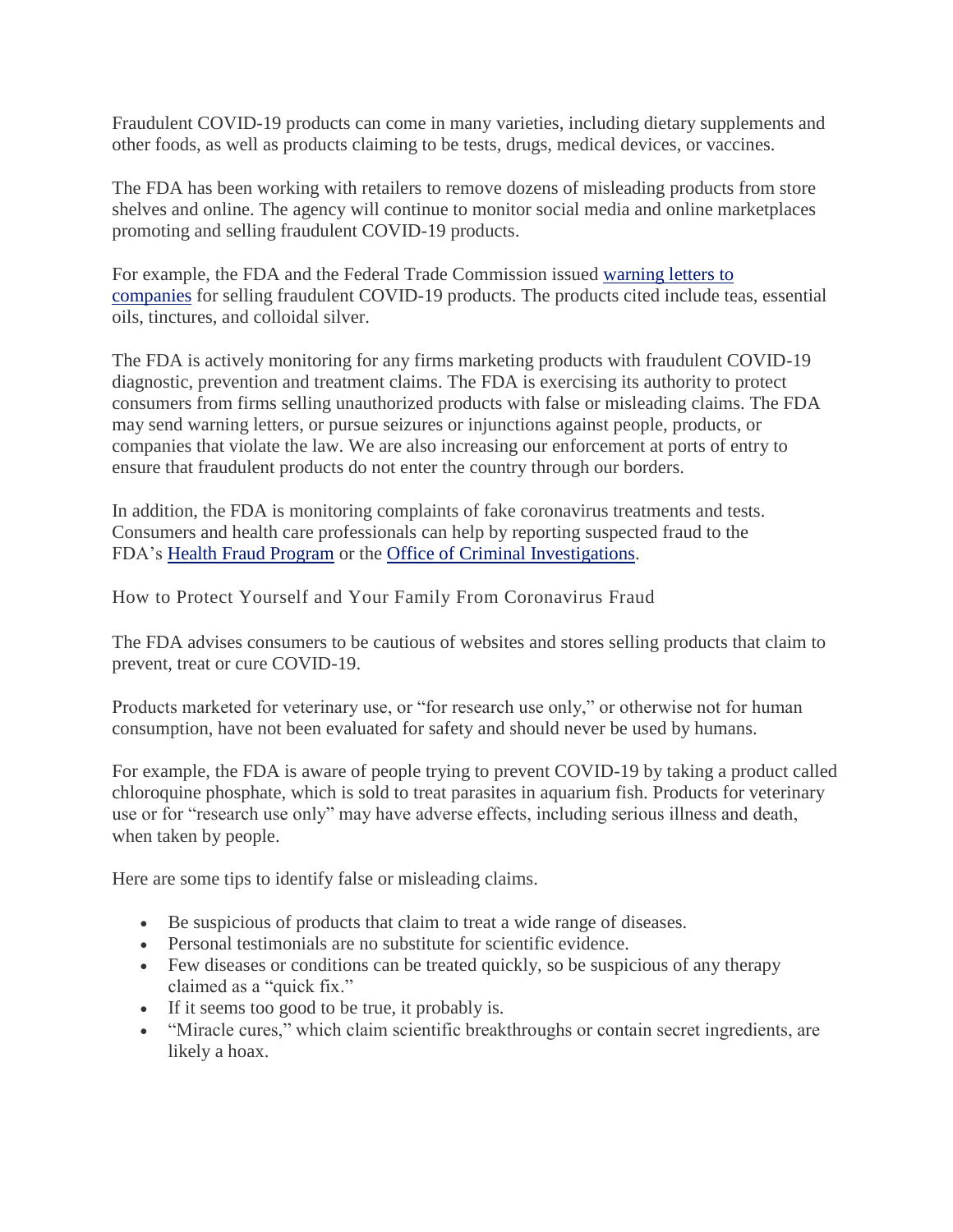Fraudulent COVID-19 products can come in many varieties, including dietary supplements and other foods, as well as products claiming to be tests, drugs, medical devices, or vaccines.

The FDA has been working with retailers to remove dozens of misleading products from store shelves and online. The agency will continue to monitor social media and online marketplaces promoting and selling fraudulent COVID-19 products.

For example, the FDA and the Federal Trade Commission issued [warning letters to companies]() for selling fraudulent COVID-19 products. The products cited include teas, essential oils, tinctures, and colloidal silver.

The FDA is actively monitoring for any firms marketing products with fraudulent COVID-19 diagnostic, prevention and treatment claims. The FDA is exercising its authority to protect consumers from firms selling unauthorized products with false or misleading claims. The FDA may send warning letters, or pursue seizures or injunctions against people, products, or companies that violate the law. We are also increasing our enforcement at ports of entry to ensure that fraudulent products do not enter the country through our borders.

In addition, the FDA is monitoring complaints of fake coronavirus treatments and tests. Consumers and health care professionals can help by reporting suspected fraud to the FDA's [Health Fraud Program]() or the [Office of Criminal Investigations]().

## How to Protect Yourself and Your Family From Coronavirus Fraud

The FDA advises consumers to be cautious of websites and stores selling products that claim to prevent, treat or cure COVID-19.

Products marketed for veterinary use, or "for research use only," or otherwise not for human consumption, have not been evaluated for safety and should never be used by humans.

For example, the FDA is aware of people trying to prevent COVID-19 by taking a product called chloroquine phosphate, which is sold to treat parasites in aquarium fish. Products for veterinary use or for "research use only" may have adverse effects, including serious illness and death, when taken by people.

Here are some tips to identify false or misleading claims.

- Be suspicious of products that claim to treat a wide range of diseases.
- Personal testimonials are no substitute for scientific evidence.
- Few diseases or conditions can be treated quickly, so be suspicious of any therapy claimed as a "quick fix."
- If it seems too good to be true, it probably is.
- "Miracle cures," which claim scientific breakthroughs or contain secret ingredients, are likely a hoax.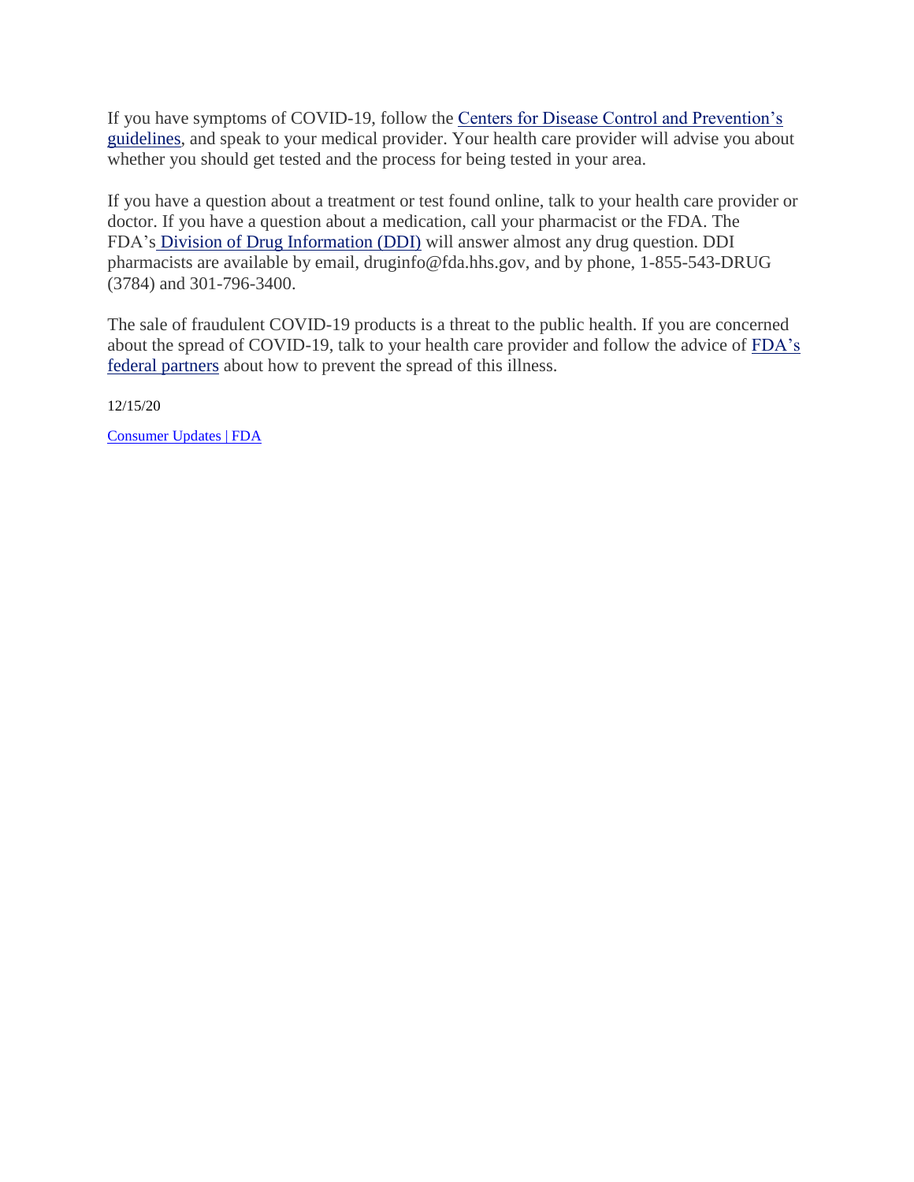If you have symptoms of COVID-19, follow the [Centers for Disease Control and Prevention's guidelines](), and speak to your medical provider. Your health care provider will advise you about whether you should get tested and the process for being tested in your area.

If you have a question about a treatment or test found online, talk to your health care provider or doctor. If you have a question about a medication, call your pharmacist or the FDA. The FDA's [Division of Drug Information (DDI)]() will answer almost any drug question. DDI pharmacists are available by email, druginfo@fda.hhs.gov, and by phone, 1-855-543-DRUG (3784) and 301-796-3400.

The sale of fraudulent COVID-19 products is a threat to the public health. If you are concerned about the spread of COVID-19, talk to your health care provider and follow the advice of [FDA's federal partners]() about how to prevent the spread of this illness.

12/15/20

[Consumer Updates | FDA]()